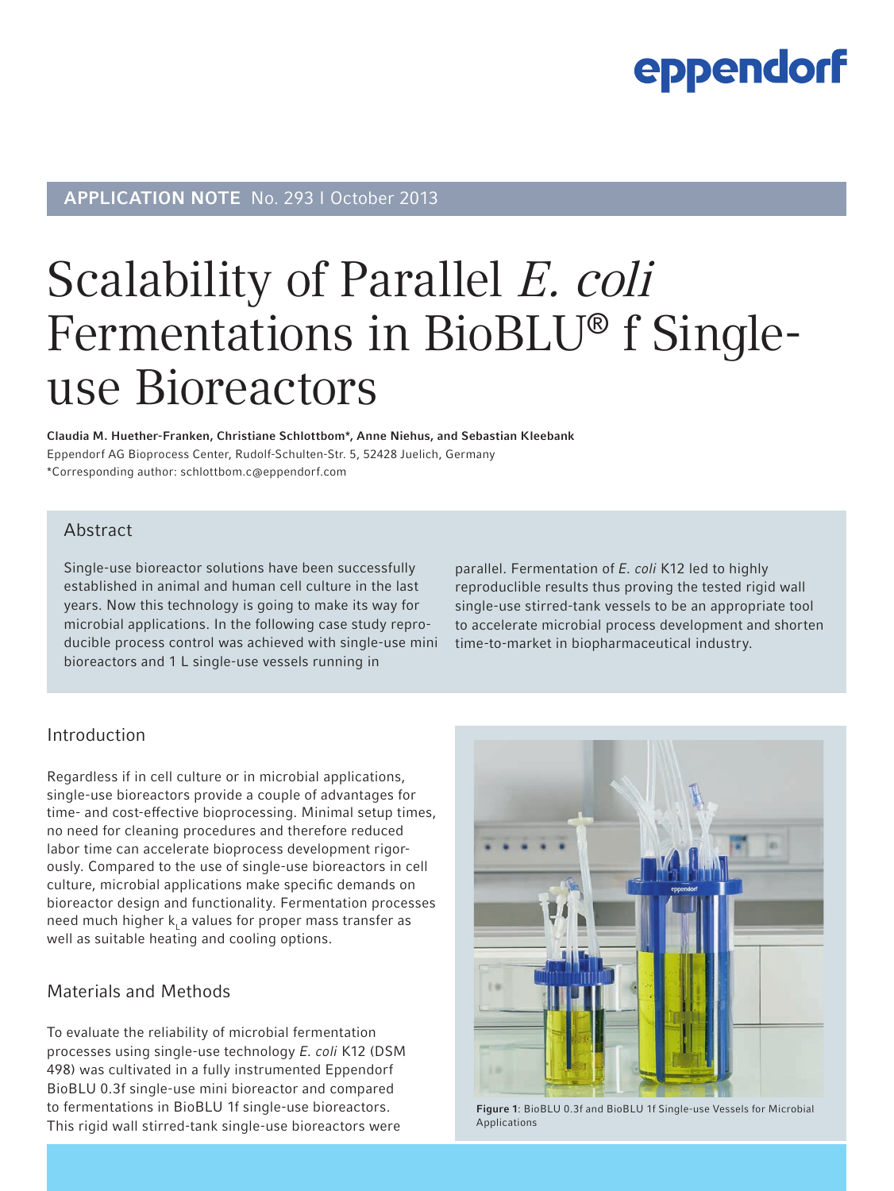**APPLICATION NOTE** No. 293 I October 2013

# Scalability of Parallel *E. coli* Fermentations in BioBLU® f Single-use Bioreactors

**Claudia M. Huether-Franken, Christiane Schlottbom\*, Anne Niehus, and Sebastian Kleebank**
Eppendorf AG Bioprocess Center, Rudolf-Schulten-Str. 5, 52428 Juelich, Germany
\*Corresponding author: schlottbom.c@eppendorf.com

## Abstract

Single-use bioreactor solutions have been successfully established in animal and human cell culture in the last years. Now this technology is going to make its way for microbial applications. In the following case study reproducible process control was achieved with single-use mini bioreactors and 1 L single-use vessels running in parallel. Fermentation of *E. coli* K12 led to highly reproduclible results thus proving the tested rigid wall single-use stirred-tank vessels to be an appropriate tool to accelerate microbial process development and shorten time-to-market in biopharmaceutical industry.

## Introduction

Regardless if in cell culture or in microbial applications, single-use bioreactors provide a couple of advantages for time- and cost-effective bioprocessing. Minimal setup times, no need for cleaning procedures and therefore reduced labor time can accelerate bioprocess development rigorously. Compared to the use of single-use bioreactors in cell culture, microbial applications make specific demands on bioreactor design and functionality. Fermentation processes need much higher $k_La$ values for proper mass transfer as well as suitable heating and cooling options.

## Materials and Methods

To evaluate the reliability of microbial fermentation processes using single-use technology *E. coli* K12 (DSM 498) was cultivated in a fully instrumented Eppendorf BioBLU 0.3f single-use mini bioreactor and compared to fermentations in BioBLU 1f single-use bioreactors. This rigid wall stirred-tank single-use bioreactors were

**Figure 1**: BioBLU 0.3f and BioBLU 1f Single-use Vessels for Microbial Applications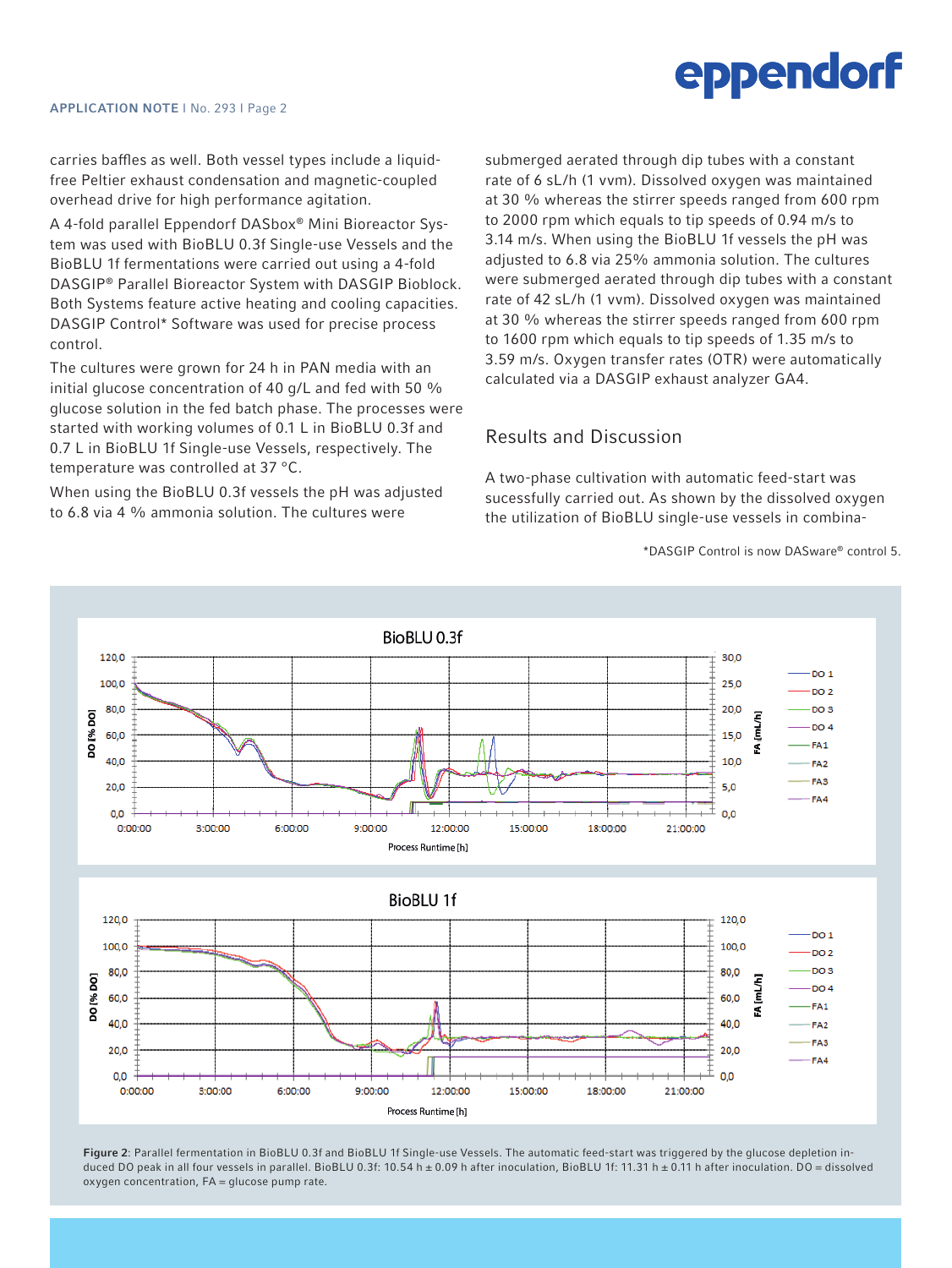carries baffles as well. Both vessel types include a liquid-free Peltier exhaust condensation and magnetic-coupled overhead drive for high performance agitation.

A 4-fold parallel Eppendorf DASbox® Mini Bioreactor System was used with BioBLU 0.3f Single-use Vessels and the BioBLU 1f fermentations were carried out using a 4-fold DASGIP® Parallel Bioreactor System with DASGIP Bioblock. Both Systems feature active heating and cooling capacities. DASGIP Control* Software was used for precise process control.

The cultures were grown for 24 h in PAN media with an initial glucose concentration of 40 g/L and fed with 50 % glucose solution in the fed batch phase. The processes were started with working volumes of 0.1 L in BioBLU 0.3f and 0.7 L in BioBLU 1f Single-use Vessels, respectively. The temperature was controlled at 37 °C.

When using the BioBLU 0.3f vessels the pH was adjusted to 6.8 via 4 % ammonia solution. The cultures were submerged aerated through dip tubes with a constant rate of 6 sL/h (1 vvm). Dissolved oxygen was maintained at 30 % whereas the stirrer speeds ranged from 600 rpm to 2000 rpm which equals to tip speeds of 0.94 m/s to 3.14 m/s. When using the BioBLU 1f vessels the pH was adjusted to 6.8 via 25% ammonia solution. The cultures were submerged aerated through dip tubes with a constant rate of 42 sL/h (1 vvm). Dissolved oxygen was maintained at 30 % whereas the stirrer speeds ranged from 600 rpm to 1600 rpm which equals to tip speeds of 1.35 m/s to 3.59 m/s. Oxygen transfer rates (OTR) were automatically calculated via a DASGIP exhaust analyzer GA4.

## Results and Discussion

A two-phase cultivation with automatic feed-start was sucessfully carried out. As shown by the dissolved oxygen the utilization of BioBLU single-use vessels in combina-

*DASGIP Control is now DASware® control 5.

**Figure 2**: Parallel fermentation in BioBLU 0.3f and BioBLU 1f Single-use Vessels. The automatic feed-start was triggered by the glucose depletion induced DO peak in all four vessels in parallel. BioBLU 0.3f: 10.54 h ± 0.09 h after inoculation, BioBLU 1f: 11.31 h ± 0.11 h after inoculation. DO = dissolved oxygen concentration, FA = glucose pump rate.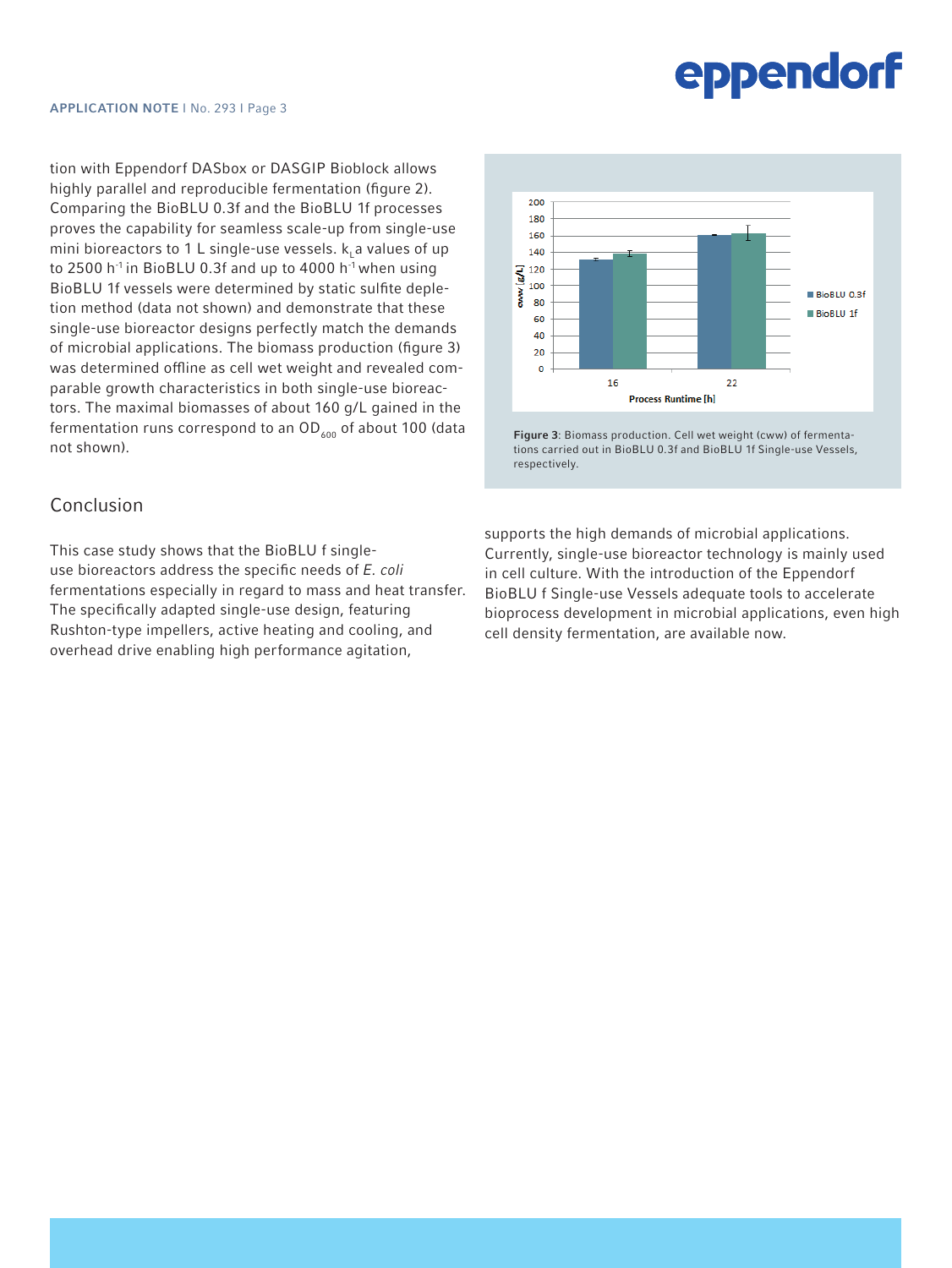tion with Eppendorf DASbox or DASGIP Bioblock allows highly parallel and reproducible fermentation (figure 2). Comparing the BioBLU 0.3f and the BioBLU 1f processes proves the capability for seamless scale-up from single-use mini bioreactors to 1 L single-use vessels. $k_La$ values of up to 2500 $h^{-1}$ in BioBLU 0.3f and up to 4000 $h^{-1}$ when using BioBLU 1f vessels were determined by static sulfite depletion method (data not shown) and demonstrate that these single-use bioreactor designs perfectly match the demands of microbial applications. The biomass production (figure 3) was determined offline as cell wet weight and revealed comparable growth characteristics in both single-use bioreactors. The maximal biomasses of about 160 g/L gained in the fermentation runs correspond to an $OD_{600}$ of about 100 (data not shown).

**Figure 3**: Biomass production. Cell wet weight (cww) of fermentations carried out in BioBLU 0.3f and BioBLU 1f Single-use Vessels, respectively.

## Conclusion

This case study shows that the BioBLU f single-use bioreactors address the specific needs of *E. coli* fermentations especially in regard to mass and heat transfer. The specifically adapted single-use design, featuring Rushton-type impellers, active heating and cooling, and overhead drive enabling high performance agitation, supports the high demands of microbial applications. Currently, single-use bioreactor technology is mainly used in cell culture. With the introduction of the Eppendorf BioBLU f Single-use Vessels adequate tools to accelerate bioprocess development in microbial applications, even high cell density fermentation, are available now.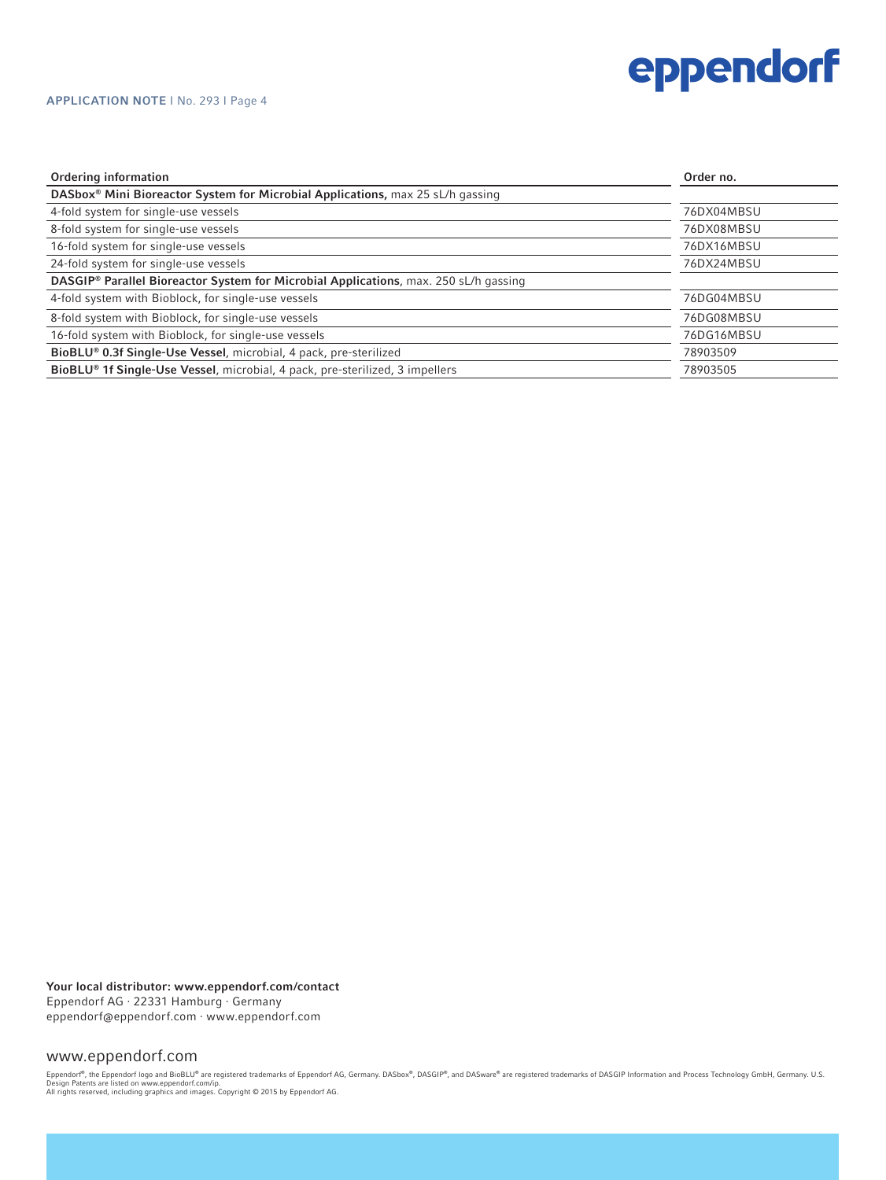| Ordering information | Order no. |
| --- | --- |
| **DASbox® Mini Bioreactor System for Microbial Applications,** max 25 sL/h gassing | |
| 4-fold system for single-use vessels | 76DX04MBSU |
| 8-fold system for single-use vessels | 76DX08MBSU |
| 16-fold system for single-use vessels | 76DX16MBSU |
| 24-fold system for single-use vessels | 76DX24MBSU |
| **DASGIP® Parallel Bioreactor System for Microbial Applications**, max. 250 sL/h gassing | |
| 4-fold system with Bioblock, for single-use vessels | 76DG04MBSU |
| 8-fold system with Bioblock, for single-use vessels | 76DG08MBSU |
| 16-fold system with Bioblock, for single-use vessels | 76DG16MBSU |
| **BioBLU® 0.3f Single-Use Vessel**, microbial, 4 pack, pre-sterilized | 78903509 |
| **BioBLU® 1f Single-Use Vessel**, microbial, 4 pack, pre-sterilized, 3 impellers | 78903505 |

**Your local distributor: www.eppendorf.com/contact**
Eppendorf AG · 22331 Hamburg · Germany
eppendorf@eppendorf.com · www.eppendorf.com

www.eppendorf.com

Eppendorf®, the Eppendorf logo and BioBLU® are registered trademarks of Eppendorf AG, Germany. DASbox®, DASGIP®, and DASware® are registered trademarks of DASGIP Information and Process Technology GmbH, Germany. U.S. Design Patents are listed on www.eppendorf.com/ip.
All rights reserved, including graphics and images. Copyright © 2015 by Eppendorf AG.